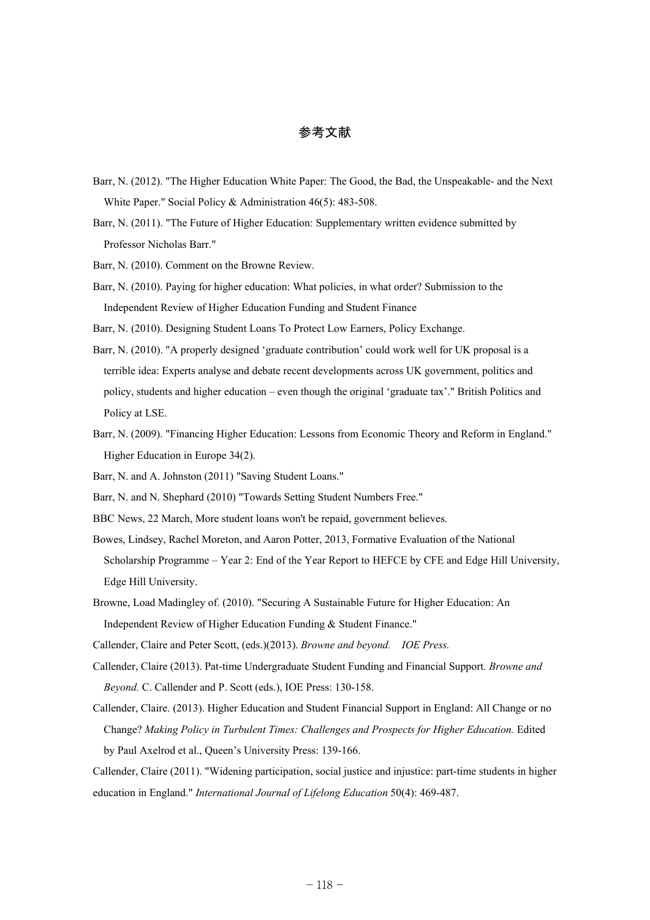## 参考文献

Barr, N. (2012). "The Higher Education White Paper: The Good, the Bad, the Unspeakable- and the Next White Paper." Social Policy & Administration 46(5): 483-508.

Barr, N. (2011). "The Future of Higher Education: Supplementary written evidence submitted by Professor Nicholas Barr."

Barr, N. (2010). Comment on the Browne Review.

Barr, N. (2010). Paying for higher education: What policies, in what order? Submission to the Independent Review of Higher Education Funding and Student Finance

Barr, N. (2010). Designing Student Loans To Protect Low Earners, Policy Exchange.

Barr, N. (2010). "A properly designed 'graduate contribution' could work well for UK proposal is a terrible idea: Experts analyse and debate recent developments across UK government, politics and policy, students and higher education – even though the original 'graduate tax'." British Politics and Policy at LSE.

Barr, N. (2009). "Financing Higher Education: Lessons from Economic Theory and Reform in England." Higher Education in Europe 34(2).

Barr, N. and A. Johnston (2011) "Saving Student Loans."

Barr, N. and N. Shephard (2010) "Towards Setting Student Numbers Free."

BBC News, 22 March, More student loans won't be repaid, government believes.

Bowes, Lindsey, Rachel Moreton, and Aaron Potter, 2013, Formative Evaluation of the National Scholarship Programme – Year 2: End of the Year Report to HEFCE by CFE and Edge Hill University, Edge Hill University.

Browne, Load Madingley of. (2010). "Securing A Sustainable Future for Higher Education: An Independent Review of Higher Education Funding & Student Finance."

Callender, Claire and Peter Scott, (eds.)(2013). *Browne and beyond. IOE Press.*

Callender, Claire (2013). Pat-time Undergraduate Student Funding and Financial Support. *Browne and Beyond.* C. Callender and P. Scott (eds.), IOE Press: 130-158.

Callender, Claire. (2013). Higher Education and Student Financial Support in England: All Change or no Change? *Making Policy in Turbulent Times: Challenges and Prospects for Higher Education.* Edited by Paul Axelrod et al., Queen's University Press: 139-166.

Callender, Claire (2011). "Widening participation, social justice and injustice: part-time students in higher education in England." *International Journal of Lifelong Education* 50(4): 469-487.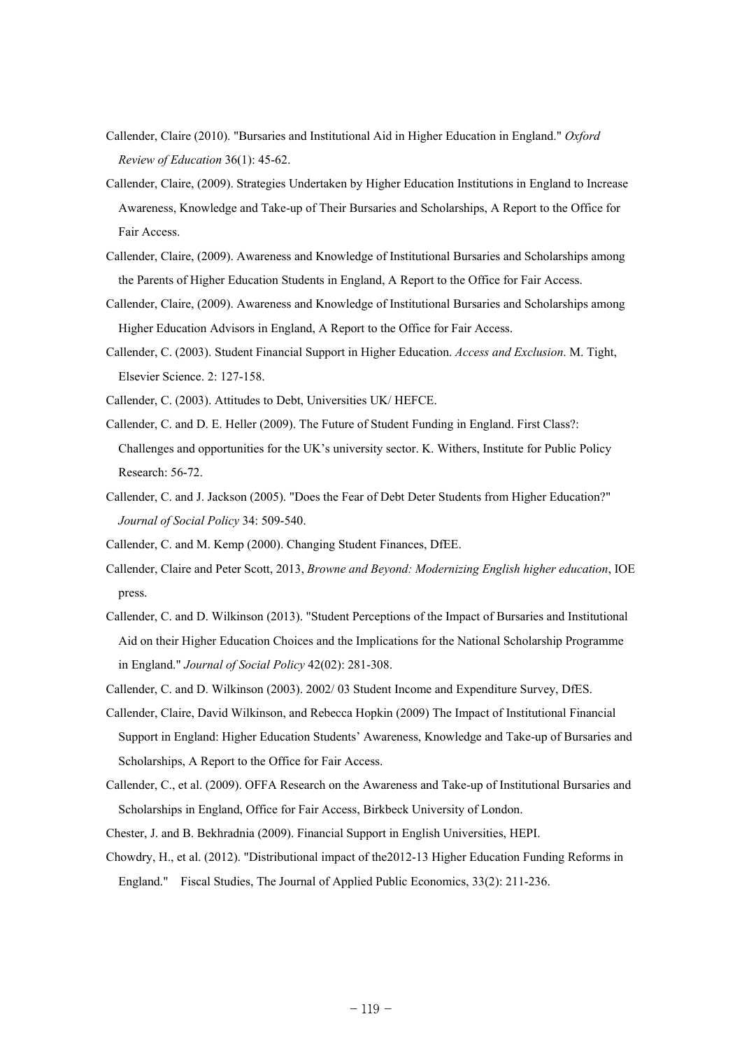Callender, Claire (2010). "Bursaries and Institutional Aid in Higher Education in England." *Oxford Review of Education* 36(1): 45-62.

Callender, Claire, (2009). Strategies Undertaken by Higher Education Institutions in England to Increase Awareness, Knowledge and Take-up of Their Bursaries and Scholarships, A Report to the Office for Fair Access.

Callender, Claire, (2009). Awareness and Knowledge of Institutional Bursaries and Scholarships among the Parents of Higher Education Students in England, A Report to the Office for Fair Access.

Callender, Claire, (2009). Awareness and Knowledge of Institutional Bursaries and Scholarships among Higher Education Advisors in England, A Report to the Office for Fair Access.

Callender, C. (2003). Student Financial Support in Higher Education. *Access and Exclusion*. M. Tight, Elsevier Science. 2: 127-158.

Callender, C. (2003). Attitudes to Debt, Universities UK/ HEFCE.

Callender, C. and D. E. Heller (2009). The Future of Student Funding in England. First Class?: Challenges and opportunities for the UK's university sector. K. Withers, Institute for Public Policy Research: 56-72.

Callender, C. and J. Jackson (2005). "Does the Fear of Debt Deter Students from Higher Education?" *Journal of Social Policy* 34: 509-540.

Callender, C. and M. Kemp (2000). Changing Student Finances, DfEE.

Callender, Claire and Peter Scott, 2013, *Browne and Beyond: Modernizing English higher education*, IOE press.

Callender, C. and D. Wilkinson (2013). "Student Perceptions of the Impact of Bursaries and Institutional Aid on their Higher Education Choices and the Implications for the National Scholarship Programme in England." *Journal of Social Policy* 42(02): 281-308.

Callender, C. and D. Wilkinson (2003). 2002/ 03 Student Income and Expenditure Survey, DfES.

Callender, Claire, David Wilkinson, and Rebecca Hopkin (2009) The Impact of Institutional Financial Support in England: Higher Education Students' Awareness, Knowledge and Take-up of Bursaries and Scholarships, A Report to the Office for Fair Access.

Callender, C., et al. (2009). OFFA Research on the Awareness and Take-up of Institutional Bursaries and Scholarships in England, Office for Fair Access, Birkbeck University of London.

Chester, J. and B. Bekhradnia (2009). Financial Support in English Universities, HEPI.

Chowdry, H., et al. (2012). "Distributional impact of the2012-13 Higher Education Funding Reforms in England." Fiscal Studies, The Journal of Applied Public Economics, 33(2): 211-236.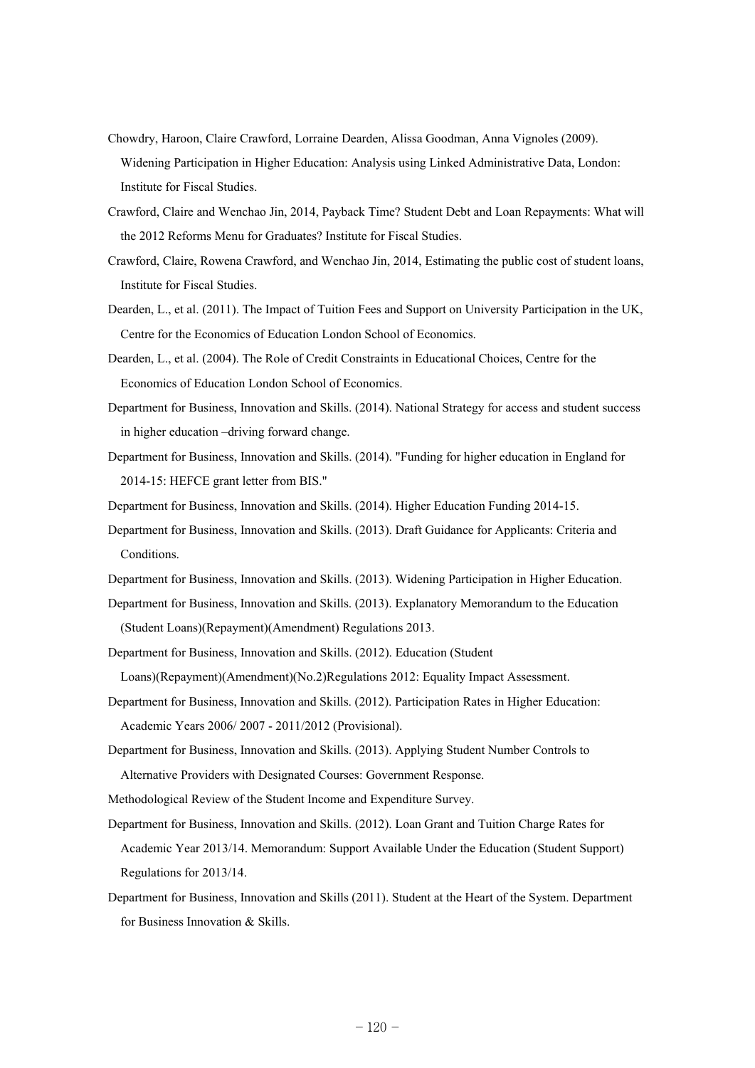Chowdry, Haroon, Claire Crawford, Lorraine Dearden, Alissa Goodman, Anna Vignoles (2009). Widening Participation in Higher Education: Analysis using Linked Administrative Data, London: Institute for Fiscal Studies.

Crawford, Claire and Wenchao Jin, 2014, Payback Time? Student Debt and Loan Repayments: What will the 2012 Reforms Menu for Graduates? Institute for Fiscal Studies.

Crawford, Claire, Rowena Crawford, and Wenchao Jin, 2014, Estimating the public cost of student loans, Institute for Fiscal Studies.

Dearden, L., et al. (2011). The Impact of Tuition Fees and Support on University Participation in the UK, Centre for the Economics of Education London School of Economics.

Dearden, L., et al. (2004). The Role of Credit Constraints in Educational Choices, Centre for the Economics of Education London School of Economics.

Department for Business, Innovation and Skills. (2014). National Strategy for access and student success in higher education –driving forward change.

Department for Business, Innovation and Skills. (2014). "Funding for higher education in England for 2014-15: HEFCE grant letter from BIS."

Department for Business, Innovation and Skills. (2014). Higher Education Funding 2014-15.

Department for Business, Innovation and Skills. (2013). Draft Guidance for Applicants: Criteria and Conditions.

Department for Business, Innovation and Skills. (2013). Widening Participation in Higher Education.

Department for Business, Innovation and Skills. (2013). Explanatory Memorandum to the Education (Student Loans)(Repayment)(Amendment) Regulations 2013.

Department for Business, Innovation and Skills. (2012). Education (Student Loans)(Repayment)(Amendment)(No.2)Regulations 2012: Equality Impact Assessment.

Department for Business, Innovation and Skills. (2012). Participation Rates in Higher Education: Academic Years 2006/ 2007 - 2011/2012 (Provisional).

Department for Business, Innovation and Skills. (2013). Applying Student Number Controls to Alternative Providers with Designated Courses: Government Response.

Methodological Review of the Student Income and Expenditure Survey.

Department for Business, Innovation and Skills. (2012). Loan Grant and Tuition Charge Rates for Academic Year 2013/14. Memorandum: Support Available Under the Education (Student Support) Regulations for 2013/14.

Department for Business, Innovation and Skills (2011). Student at the Heart of the System. Department for Business Innovation & Skills.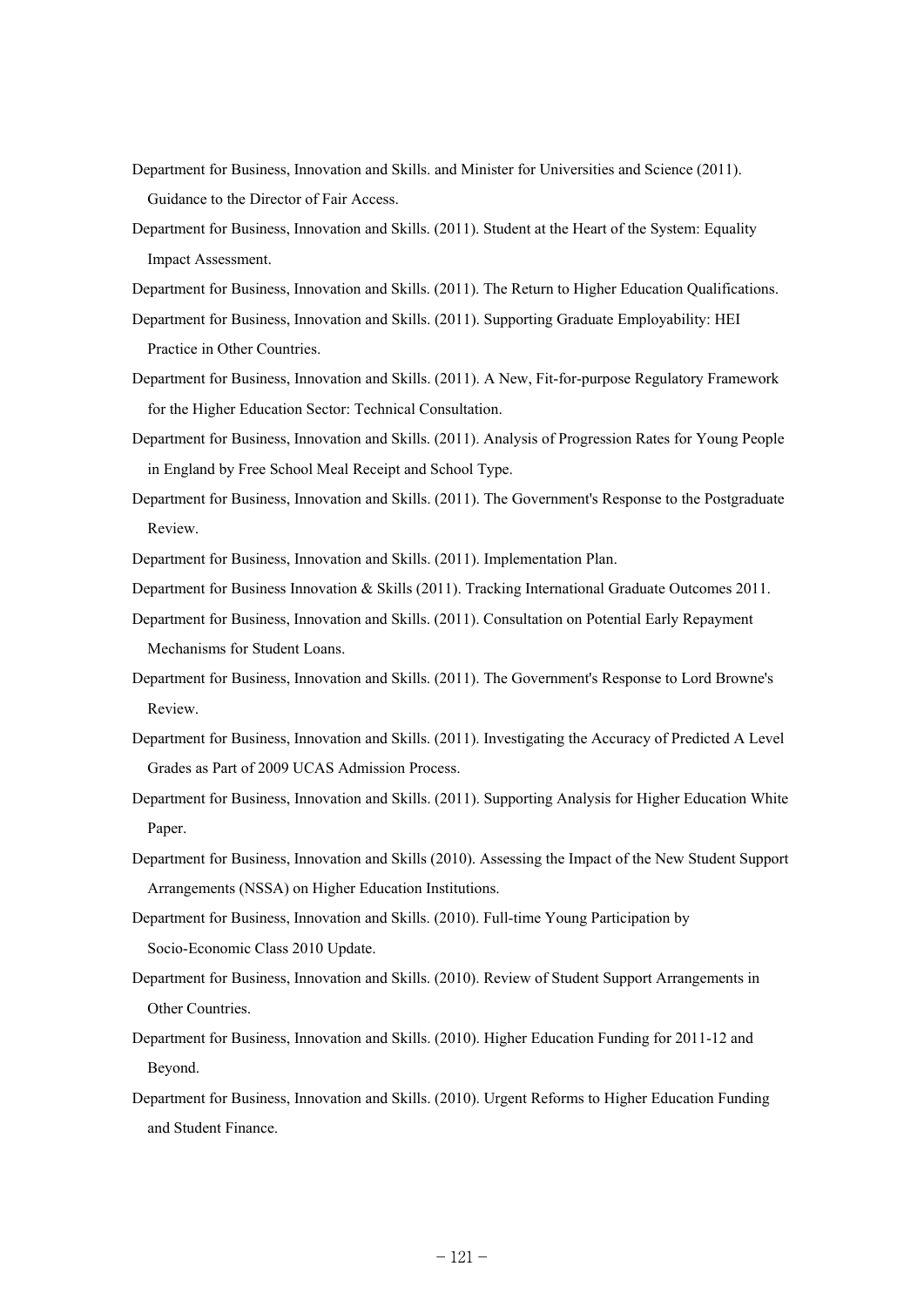Department for Business, Innovation and Skills. and Minister for Universities and Science (2011). Guidance to the Director of Fair Access.

Department for Business, Innovation and Skills. (2011). Student at the Heart of the System: Equality Impact Assessment.

Department for Business, Innovation and Skills. (2011). The Return to Higher Education Qualifications.

Department for Business, Innovation and Skills. (2011). Supporting Graduate Employability: HEI Practice in Other Countries.

Department for Business, Innovation and Skills. (2011). A New, Fit-for-purpose Regulatory Framework for the Higher Education Sector: Technical Consultation.

Department for Business, Innovation and Skills. (2011). Analysis of Progression Rates for Young People in England by Free School Meal Receipt and School Type.

Department for Business, Innovation and Skills. (2011). The Government's Response to the Postgraduate Review.

Department for Business, Innovation and Skills. (2011). Implementation Plan.

Department for Business Innovation & Skills (2011). Tracking International Graduate Outcomes 2011.

Department for Business, Innovation and Skills. (2011). Consultation on Potential Early Repayment Mechanisms for Student Loans.

Department for Business, Innovation and Skills. (2011). The Government's Response to Lord Browne's Review.

Department for Business, Innovation and Skills. (2011). Investigating the Accuracy of Predicted A Level Grades as Part of 2009 UCAS Admission Process.

Department for Business, Innovation and Skills. (2011). Supporting Analysis for Higher Education White Paper.

Department for Business, Innovation and Skills (2010). Assessing the Impact of the New Student Support Arrangements (NSSA) on Higher Education Institutions.

Department for Business, Innovation and Skills. (2010). Full-time Young Participation by Socio-Economic Class 2010 Update.

Department for Business, Innovation and Skills. (2010). Review of Student Support Arrangements in Other Countries.

Department for Business, Innovation and Skills. (2010). Higher Education Funding for 2011-12 and Beyond.

Department for Business, Innovation and Skills. (2010). Urgent Reforms to Higher Education Funding and Student Finance.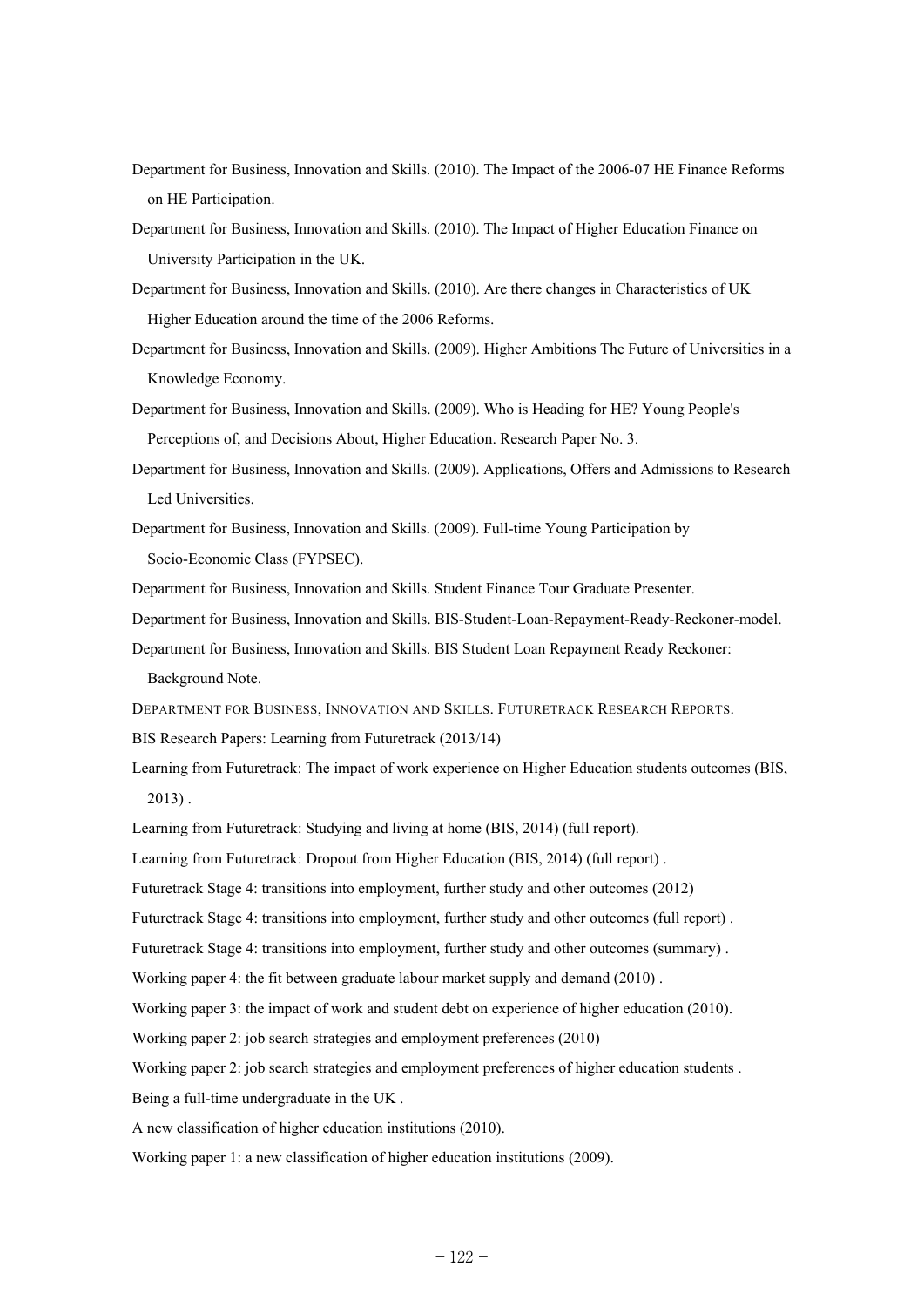Department for Business, Innovation and Skills. (2010). The Impact of the 2006-07 HE Finance Reforms on HE Participation.

Department for Business, Innovation and Skills. (2010). The Impact of Higher Education Finance on University Participation in the UK.

Department for Business, Innovation and Skills. (2010). Are there changes in Characteristics of UK Higher Education around the time of the 2006 Reforms.

Department for Business, Innovation and Skills. (2009). Higher Ambitions The Future of Universities in a Knowledge Economy.

Department for Business, Innovation and Skills. (2009). Who is Heading for HE? Young People's Perceptions of, and Decisions About, Higher Education. Research Paper No. 3.

Department for Business, Innovation and Skills. (2009). Applications, Offers and Admissions to Research Led Universities.

Department for Business, Innovation and Skills. (2009). Full-time Young Participation by Socio-Economic Class (FYPSEC).

Department for Business, Innovation and Skills. Student Finance Tour Graduate Presenter.

Department for Business, Innovation and Skills. BIS-Student-Loan-Repayment-Ready-Reckoner-model.

Department for Business, Innovation and Skills. BIS Student Loan Repayment Ready Reckoner: Background Note.

DEPARTMENT FOR BUSINESS, INNOVATION AND SKILLS. FUTURETRACK RESEARCH REPORTS.

BIS Research Papers: Learning from Futuretrack (2013/14)

Learning from Futuretrack: The impact of work experience on Higher Education students outcomes (BIS, 2013) .

Learning from Futuretrack: Studying and living at home (BIS, 2014) (full report).

Learning from Futuretrack: Dropout from Higher Education (BIS, 2014) (full report) .

Futuretrack Stage 4: transitions into employment, further study and other outcomes (2012)

Futuretrack Stage 4: transitions into employment, further study and other outcomes (full report) .

Futuretrack Stage 4: transitions into employment, further study and other outcomes (summary) .

Working paper 4: the fit between graduate labour market supply and demand (2010) .

Working paper 3: the impact of work and student debt on experience of higher education (2010).

Working paper 2: job search strategies and employment preferences (2010)

Working paper 2: job search strategies and employment preferences of higher education students .

Being a full-time undergraduate in the UK .

A new classification of higher education institutions (2010).

Working paper 1: a new classification of higher education institutions (2009).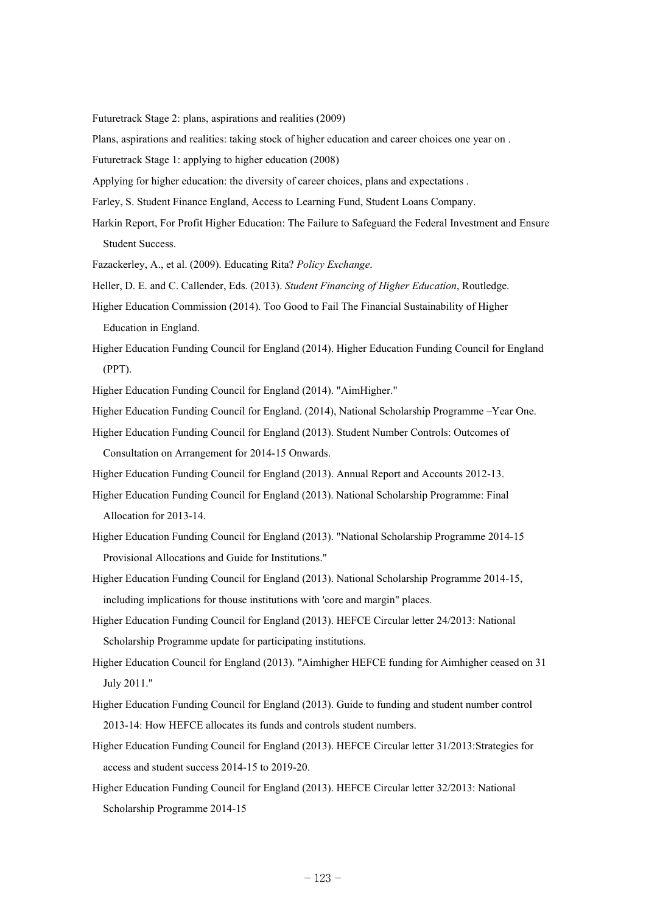Futuretrack Stage 2: plans, aspirations and realities (2009)

Plans, aspirations and realities: taking stock of higher education and career choices one year on .

Futuretrack Stage 1: applying to higher education (2008)

Applying for higher education: the diversity of career choices, plans and expectations .

Farley, S. Student Finance England, Access to Learning Fund, Student Loans Company.

Harkin Report, For Profit Higher Education: The Failure to Safeguard the Federal Investment and Ensure Student Success.

Fazackerley, A., et al. (2009). Educating Rita? *Policy Exchange*.

Heller, D. E. and C. Callender, Eds. (2013). *Student Financing of Higher Education*, Routledge.

Higher Education Commission (2014). Too Good to Fail The Financial Sustainability of Higher Education in England.

Higher Education Funding Council for England (2014). Higher Education Funding Council for England (PPT).

Higher Education Funding Council for England (2014). "AimHigher."

Higher Education Funding Council for England. (2014), National Scholarship Programme –Year One.

Higher Education Funding Council for England (2013). Student Number Controls: Outcomes of Consultation on Arrangement for 2014-15 Onwards.

Higher Education Funding Council for England (2013). Annual Report and Accounts 2012-13.

Higher Education Funding Council for England (2013). National Scholarship Programme: Final Allocation for 2013-14.

Higher Education Funding Council for England (2013). "National Scholarship Programme 2014-15 Provisional Allocations and Guide for Institutions."

Higher Education Funding Council for England (2013). National Scholarship Programme 2014-15, including implications for thouse institutions with 'core and margin" places.

Higher Education Funding Council for England (2013). HEFCE Circular letter 24/2013: National Scholarship Programme update for participating institutions.

Higher Education Council for England (2013). "Aimhigher HEFCE funding for Aimhigher ceased on 31 July 2011."

Higher Education Funding Council for England (2013). Guide to funding and student number control 2013-14: How HEFCE allocates its funds and controls student numbers.

Higher Education Funding Council for England (2013). HEFCE Circular letter 31/2013:Strategies for access and student success 2014-15 to 2019-20.

Higher Education Funding Council for England (2013). HEFCE Circular letter 32/2013: National Scholarship Programme 2014-15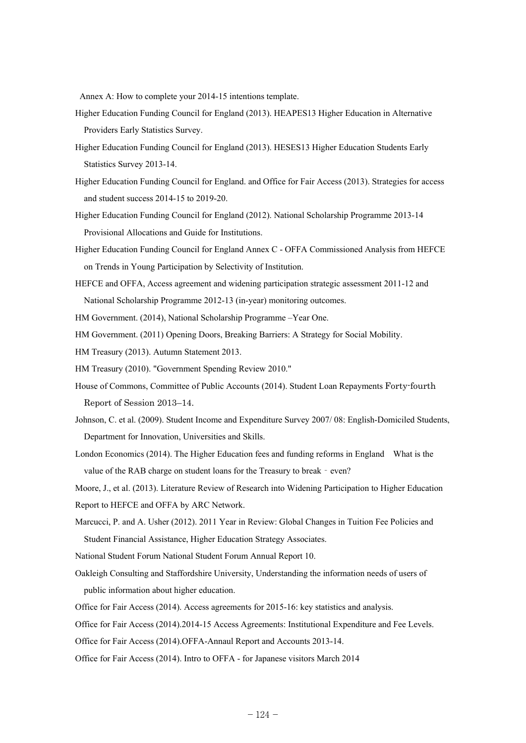Annex A: How to complete your 2014-15 intentions template.

Higher Education Funding Council for England (2013). HEAPES13 Higher Education in Alternative Providers Early Statistics Survey.

Higher Education Funding Council for England (2013). HESES13 Higher Education Students Early Statistics Survey 2013-14.

Higher Education Funding Council for England. and Office for Fair Access (2013). Strategies for access and student success 2014-15 to 2019-20.

Higher Education Funding Council for England (2012). National Scholarship Programme 2013-14 Provisional Allocations and Guide for Institutions.

Higher Education Funding Council for England Annex C - OFFA Commissioned Analysis from HEFCE on Trends in Young Participation by Selectivity of Institution.

HEFCE and OFFA, Access agreement and widening participation strategic assessment 2011-12 and National Scholarship Programme 2012-13 (in-year) monitoring outcomes.

HM Government. (2014), National Scholarship Programme –Year One.

HM Government. (2011) Opening Doors, Breaking Barriers: A Strategy for Social Mobility.

HM Treasury (2013). Autumn Statement 2013.

HM Treasury (2010). "Government Spending Review 2010."

House of Commons, Committee of Public Accounts (2014). Student Loan Repayments Forty-fourth Report of Session 2013–14.

Johnson, C. et al. (2009). Student Income and Expenditure Survey 2007/ 08: English-Domiciled Students, Department for Innovation, Universities and Skills.

London Economics (2014). The Higher Education fees and funding reforms in England　What is the value of the RAB charge on student loans for the Treasury to break‐even?

Moore, J., et al. (2013). Literature Review of Research into Widening Participation to Higher Education Report to HEFCE and OFFA by ARC Network.

Marcucci, P. and A. Usher (2012). 2011 Year in Review: Global Changes in Tuition Fee Policies and Student Financial Assistance, Higher Education Strategy Associates.

National Student Forum National Student Forum Annual Report 10.

Oakleigh Consulting and Staffordshire University, Understanding the information needs of users of public information about higher education.

Office for Fair Access (2014). Access agreements for 2015-16: key statistics and analysis.

Office for Fair Access (2014).2014-15 Access Agreements: Institutional Expenditure and Fee Levels.

Office for Fair Access (2014).OFFA-Annaul Report and Accounts 2013-14.

Office for Fair Access (2014). Intro to OFFA - for Japanese visitors March 2014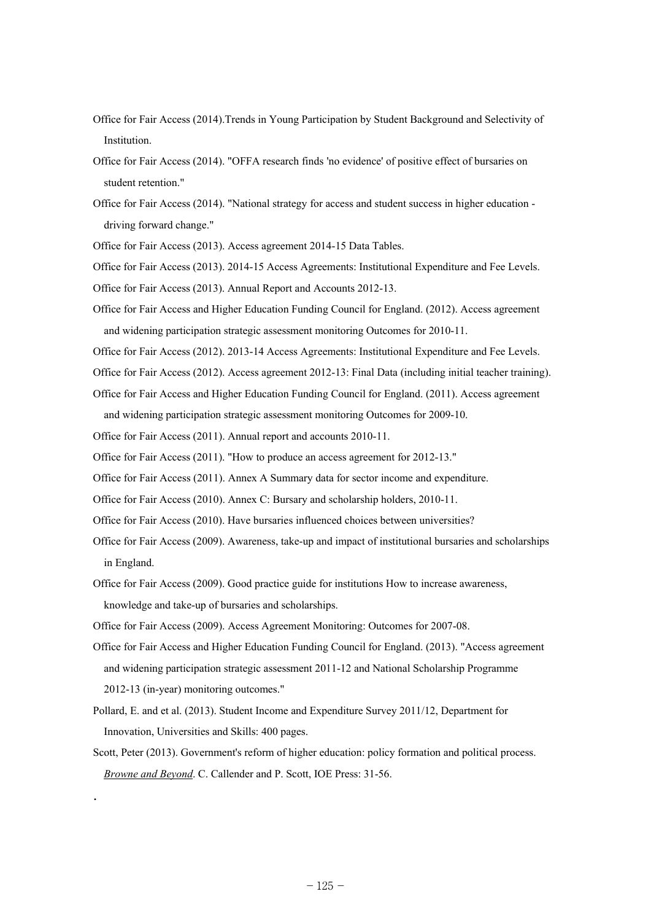Office for Fair Access (2014).Trends in Young Participation by Student Background and Selectivity of Institution.

Office for Fair Access (2014). "OFFA research finds 'no evidence' of positive effect of bursaries on student retention."

Office for Fair Access (2014). "National strategy for access and student success in higher education - driving forward change."

Office for Fair Access (2013). Access agreement 2014-15 Data Tables.

Office for Fair Access (2013). 2014-15 Access Agreements: Institutional Expenditure and Fee Levels.

Office for Fair Access (2013). Annual Report and Accounts 2012-13.

Office for Fair Access and Higher Education Funding Council for England. (2012). Access agreement and widening participation strategic assessment monitoring Outcomes for 2010-11.

Office for Fair Access (2012). 2013-14 Access Agreements: Institutional Expenditure and Fee Levels.

Office for Fair Access (2012). Access agreement 2012-13: Final Data (including initial teacher training).

Office for Fair Access and Higher Education Funding Council for England. (2011). Access agreement and widening participation strategic assessment monitoring Outcomes for 2009-10.

Office for Fair Access (2011). Annual report and accounts 2010-11.

Office for Fair Access (2011). "How to produce an access agreement for 2012-13."

Office for Fair Access (2011). Annex A Summary data for sector income and expenditure.

Office for Fair Access (2010). Annex C: Bursary and scholarship holders, 2010-11.

Office for Fair Access (2010). Have bursaries influenced choices between universities?

Office for Fair Access (2009). Awareness, take-up and impact of institutional bursaries and scholarships in England.

Office for Fair Access (2009). Good practice guide for institutions How to increase awareness, knowledge and take-up of bursaries and scholarships.

Office for Fair Access (2009). Access Agreement Monitoring: Outcomes for 2007-08.

Office for Fair Access and Higher Education Funding Council for England. (2013). "Access agreement and widening participation strategic assessment 2011-12 and National Scholarship Programme 2012-13 (in-year) monitoring outcomes."

Pollard, E. and et al. (2013). Student Income and Expenditure Survey 2011/12, Department for Innovation, Universities and Skills: 400 pages.

Scott, Peter (2013). Government's reform of higher education: policy formation and political process. *Browne and Beyond*. C. Callender and P. Scott, IOE Press: 31-56.

.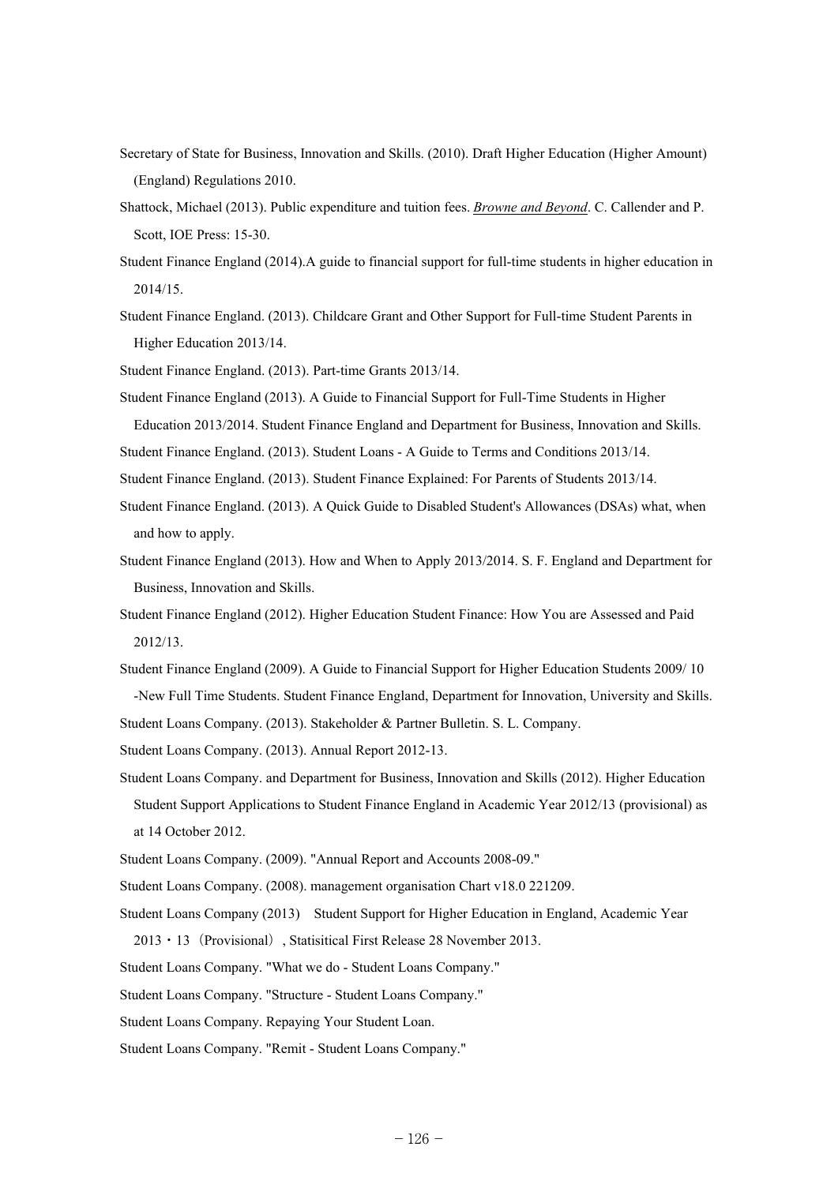Secretary of State for Business, Innovation and Skills. (2010). Draft Higher Education (Higher Amount) (England) Regulations 2010.

Shattock, Michael (2013). Public expenditure and tuition fees. *Browne and Beyond*. C. Callender and P. Scott, IOE Press: 15-30.

Student Finance England (2014).A guide to financial support for full-time students in higher education in 2014/15.

Student Finance England. (2013). Childcare Grant and Other Support for Full-time Student Parents in Higher Education 2013/14.

Student Finance England. (2013). Part-time Grants 2013/14.

Student Finance England (2013). A Guide to Financial Support for Full-Time Students in Higher Education 2013/2014. Student Finance England and Department for Business, Innovation and Skills.

Student Finance England. (2013). Student Loans - A Guide to Terms and Conditions 2013/14.

Student Finance England. (2013). Student Finance Explained: For Parents of Students 2013/14.

Student Finance England. (2013). A Quick Guide to Disabled Student's Allowances (DSAs) what, when and how to apply.

Student Finance England (2013). How and When to Apply 2013/2014. S. F. England and Department for Business, Innovation and Skills.

Student Finance England (2012). Higher Education Student Finance: How You are Assessed and Paid 2012/13.

Student Finance England (2009). A Guide to Financial Support for Higher Education Students 2009/ 10 -New Full Time Students. Student Finance England, Department for Innovation, University and Skills.

Student Loans Company. (2013). Stakeholder & Partner Bulletin. S. L. Company.

Student Loans Company. (2013). Annual Report 2012-13.

Student Loans Company. and Department for Business, Innovation and Skills (2012). Higher Education Student Support Applications to Student Finance England in Academic Year 2012/13 (provisional) as at 14 October 2012.

Student Loans Company. (2009). "Annual Report and Accounts 2008-09."

Student Loans Company. (2008). management organisation Chart v18.0 221209.

Student Loans Company (2013)　Student Support for Higher Education in England, Academic Year 2013・13（Provisional）, Statisitical First Release 28 November 2013.

Student Loans Company. "What we do - Student Loans Company."

Student Loans Company. "Structure - Student Loans Company."

Student Loans Company. Repaying Your Student Loan.

Student Loans Company. "Remit - Student Loans Company."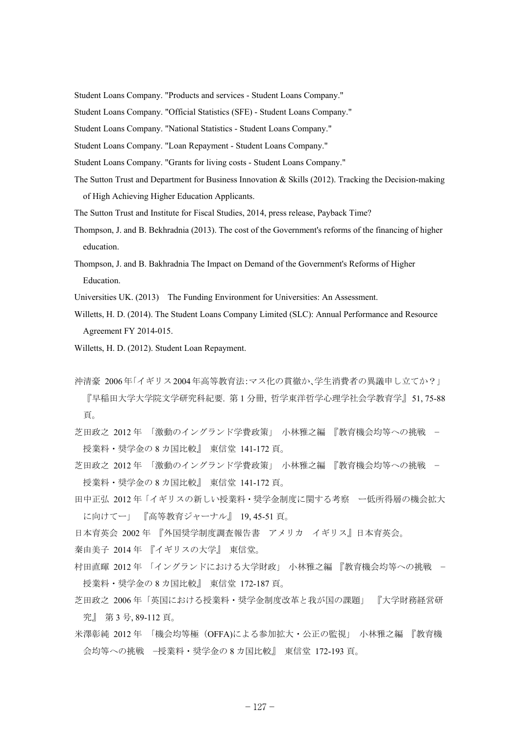Student Loans Company. "Products and services - Student Loans Company."

Student Loans Company. "Official Statistics (SFE) - Student Loans Company."

Student Loans Company. "National Statistics - Student Loans Company."

Student Loans Company. "Loan Repayment - Student Loans Company."

Student Loans Company. "Grants for living costs - Student Loans Company."

The Sutton Trust and Department for Business Innovation & Skills (2012). Tracking the Decision-making of High Achieving Higher Education Applicants.

The Sutton Trust and Institute for Fiscal Studies, 2014, press release, Payback Time?

Thompson, J. and B. Bekhradnia (2013). The cost of the Government's reforms of the financing of higher education.

Thompson, J. and B. Bakhradnia The Impact on Demand of the Government's Reforms of Higher Education.

Universities UK. (2013)　The Funding Environment for Universities: An Assessment.

Willetts, H. D. (2014). The Student Loans Company Limited (SLC): Annual Performance and Resource Agreement FY 2014-015.

Willetts, H. D. (2012). Student Loan Repayment.

沖清豪 2006年「イギリス2004年高等教育法:マス化の貫徹か､学生消費者の異議申し立てか？」『早稲田大学大学院文学研究科紀要. 第1分冊, 哲学東洋哲学心理学社会学教育学』51, 75-88頁。

芝田政之 2012年 「激動のイングランド学費政策」 小林雅之編 『教育機会均等への挑戦 － 授業料・奨学金の8カ国比較』 東信堂 141-172頁。

芝田政之 2012年 「激動のイングランド学費政策」 小林雅之編 『教育機会均等への挑戦 － 授業料・奨学金の8カ国比較』 東信堂 141-172頁。

田中正弘 2012年「イギリスの新しい授業料・奨学金制度に関する考察 ―低所得層の機会拡大に向けて―」 『高等教育ジャーナル』 19, 45-51頁。

日本育英会 2002年 『外国奨学制度調査報告書　アメリカ　イギリス』日本育英会。

秦由美子 2014年 『イギリスの大学』 東信堂。

村田直暉 2012年 「イングランドにおける大学財政」 小林雅之編 『教育機会均等への挑戦 － 授業料・奨学金の8カ国比較』 東信堂 172-187頁。

芝田政之 2006年「英国における授業料・奨学金制度改革と我が国の課題」 『大学財務経営研究』 第3号, 89-112頁。

米澤彰純 2012年 「機会均等極（OFFA)による参加拡大・公正の監視」 小林雅之編 『教育機会均等への挑戦 –授業料・奨学金の8カ国比較』 東信堂 172-193頁。